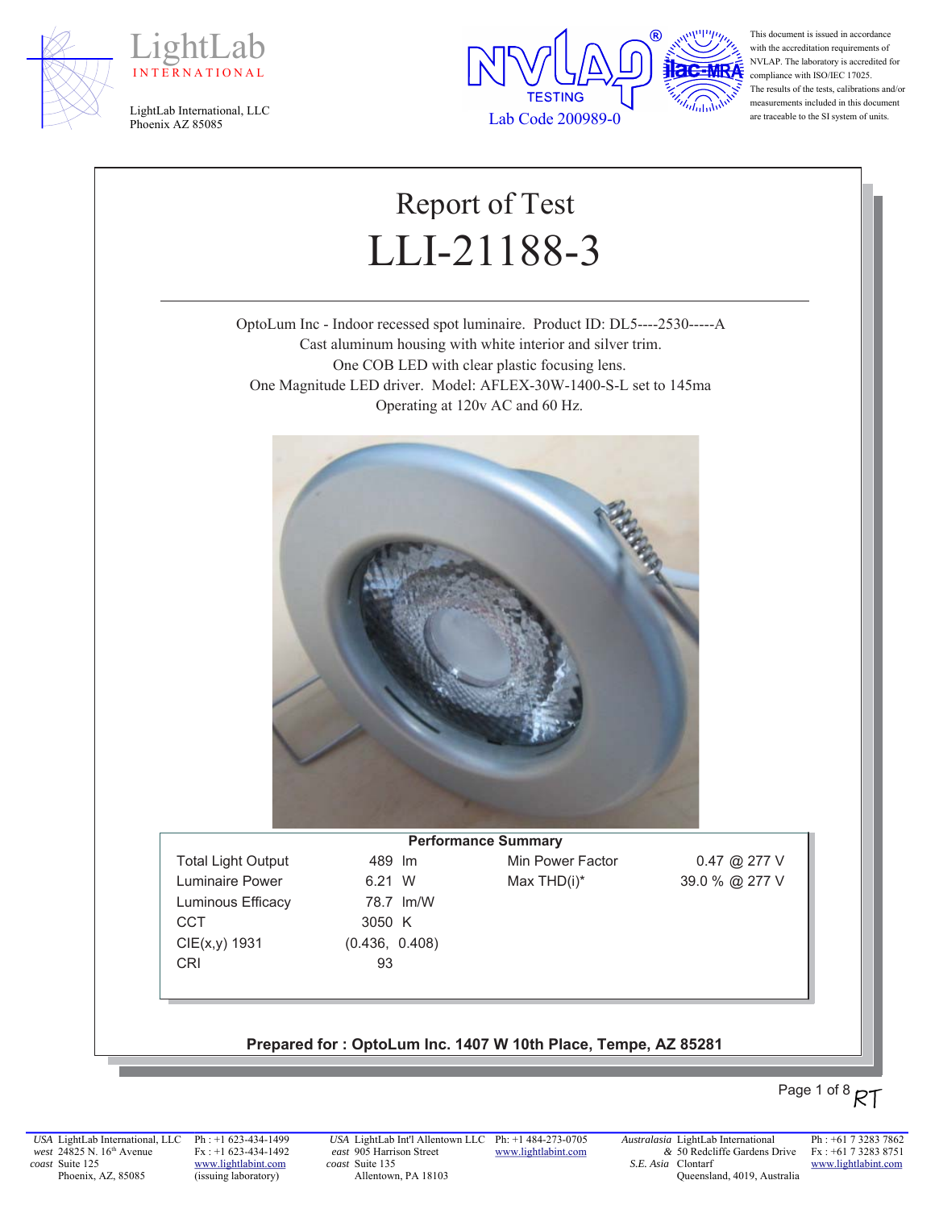LightLab INTERNATIONAL

LightLab International, LLC
Phoenix AZ 85085

NVLAP TESTING
Lab Code 200989-0

This document is issued in accordance with the accreditation requirements of NVLAP. The laboratory is accredited for compliance with ISO/IEC 17025. The results of the tests, calibrations and/or measurements included in this document are traceable to the SI system of units.

# Report of Test
# LLI-21188-3

OptoLum Inc - Indoor recessed spot luminaire. Product ID: DL5----2530-----A
Cast aluminum housing with white interior and silver trim.
One COB LED with clear plastic focusing lens.
One Magnitude LED driver. Model: AFLEX-30W-1400-S-L set to 145ma
Operating at 120v AC and 60 Hz.

**Performance Summary**

| | | | |
|---|---|---|---|
| Total Light Output | 489 lm | Min Power Factor | 0.47 @ 277 V |
| Luminaire Power | 6.21 W | Max THD(i)* | 39.0 % @ 277 V |
| Luminous Efficacy | 78.7 lm/W | | |
| CCT | 3050 K | | |
| CIE(x,y) 1931 | (0.436, 0.408) | | |
| CRI | 93 | | |

**Prepared for : OptoLum Inc. 1407 W 10th Place, Tempe, AZ 85281**

RT

*USA west coast* LightLab International, LLC 24825 N. 16th Avenue Suite 125 Phoenix, AZ, 85085 — Ph : +1 623-434-1499 Fx : +1 623-434-1492 www.lightlabint.com (issuing laboratory)

*USA east coast* LightLab Int'l Allentown LLC 905 Harrison Street Suite 135 Allentown, PA 18103 — Ph: +1 484-273-0705 www.lightlabint.com

*Australasia & S.E. Asia* LightLab International 50 Redcliffe Gardens Drive Clontarf Queensland, 4019, Australia — Ph : +61 7 3283 7862 Fx : +61 7 3283 8751 www.lightlabint.com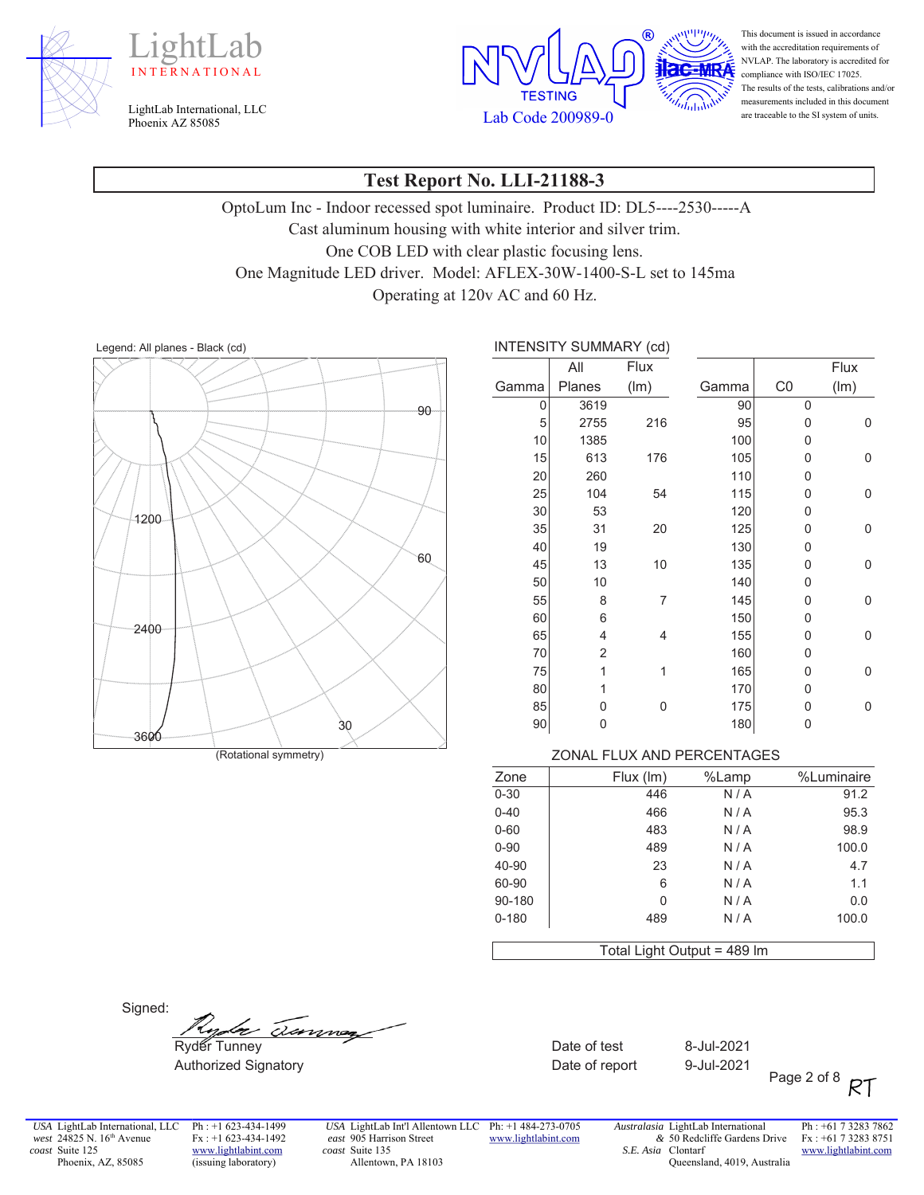LightLab INTERNATIONAL

LightLab International, LLC
Phoenix AZ 85085

NVLAP TESTING Lab Code 200989-0

This document is issued in accordance with the accreditation requirements of NVLAP. The laboratory is accredited for compliance with ISO/IEC 17025. The results of the tests, calibrations and/or measurements included in this document are traceable to the SI system of units.

# Test Report No. LLI-21188-3

OptoLum Inc - Indoor recessed spot luminaire. Product ID: DL5----2530-----A
Cast aluminum housing with white interior and silver trim.
One COB LED with clear plastic focusing lens.
One Magnitude LED driver. Model: AFLEX-30W-1400-S-L set to 145ma
Operating at 120v AC and 60 Hz.

Legend: All planes - Black (cd)

(Rotational symmetry)

INTENSITY SUMMARY (cd)

| Gamma | All Planes | Flux (lm) | Gamma | C0 | Flux (lm) |
|---|---|---|---|---|---|
| 0 | 3619 | | 90 | 0 | |
| 5 | 2755 | 216 | 95 | 0 | 0 |
| 10 | 1385 | | 100 | 0 | |
| 15 | 613 | 176 | 105 | 0 | 0 |
| 20 | 260 | | 110 | 0 | |
| 25 | 104 | 54 | 115 | 0 | 0 |
| 30 | 53 | | 120 | 0 | |
| 35 | 31 | 20 | 125 | 0 | 0 |
| 40 | 19 | | 130 | 0 | |
| 45 | 13 | 10 | 135 | 0 | 0 |
| 50 | 10 | | 140 | 0 | |
| 55 | 8 | 7 | 145 | 0 | 0 |
| 60 | 6 | | 150 | 0 | |
| 65 | 4 | 4 | 155 | 0 | 0 |
| 70 | 2 | | 160 | 0 | |
| 75 | 1 | 1 | 165 | 0 | 0 |
| 80 | 1 | | 170 | 0 | |
| 85 | 0 | 0 | 175 | 0 | 0 |
| 90 | 0 | | 180 | 0 | |

ZONAL FLUX AND PERCENTAGES

| Zone | Flux (lm) | %Lamp | %Luminaire |
|---|---|---|---|
| 0-30 | 446 | N / A | 91.2 |
| 0-40 | 466 | N / A | 95.3 |
| 0-60 | 483 | N / A | 98.9 |
| 0-90 | 489 | N / A | 100.0 |
| 40-90 | 23 | N / A | 4.7 |
| 60-90 | 6 | N / A | 1.1 |
| 90-180 | 0 | N / A | 0.0 |
| 0-180 | 489 | N / A | 100.0 |

Total Light Output = 489 lm

Signed:

Ryder Tunney
Authorized Signatory

Date of test 8-Jul-2021
Date of report 9-Jul-2021

RT

*USA west coast* LightLab International, LLC, 24825 N. 16th Avenue, Suite 125, Phoenix, AZ, 85085 — Ph : +1 623-434-1499, Fx : +1 623-434-1492, www.lightlabint.com (issuing laboratory)

*USA east coast* LightLab Int'l Allentown LLC, 905 Harrison Street, Suite 135, Allentown, PA 18103 — Ph: +1 484-273-0705, www.lightlabint.com

*Australasia & S.E. Asia* LightLab International, 50 Redcliffe Gardens Drive, Clontarf, Queensland, 4019, Australia — Ph : +61 7 3283 7862, Fx : +61 7 3283 8751, www.lightlabint.com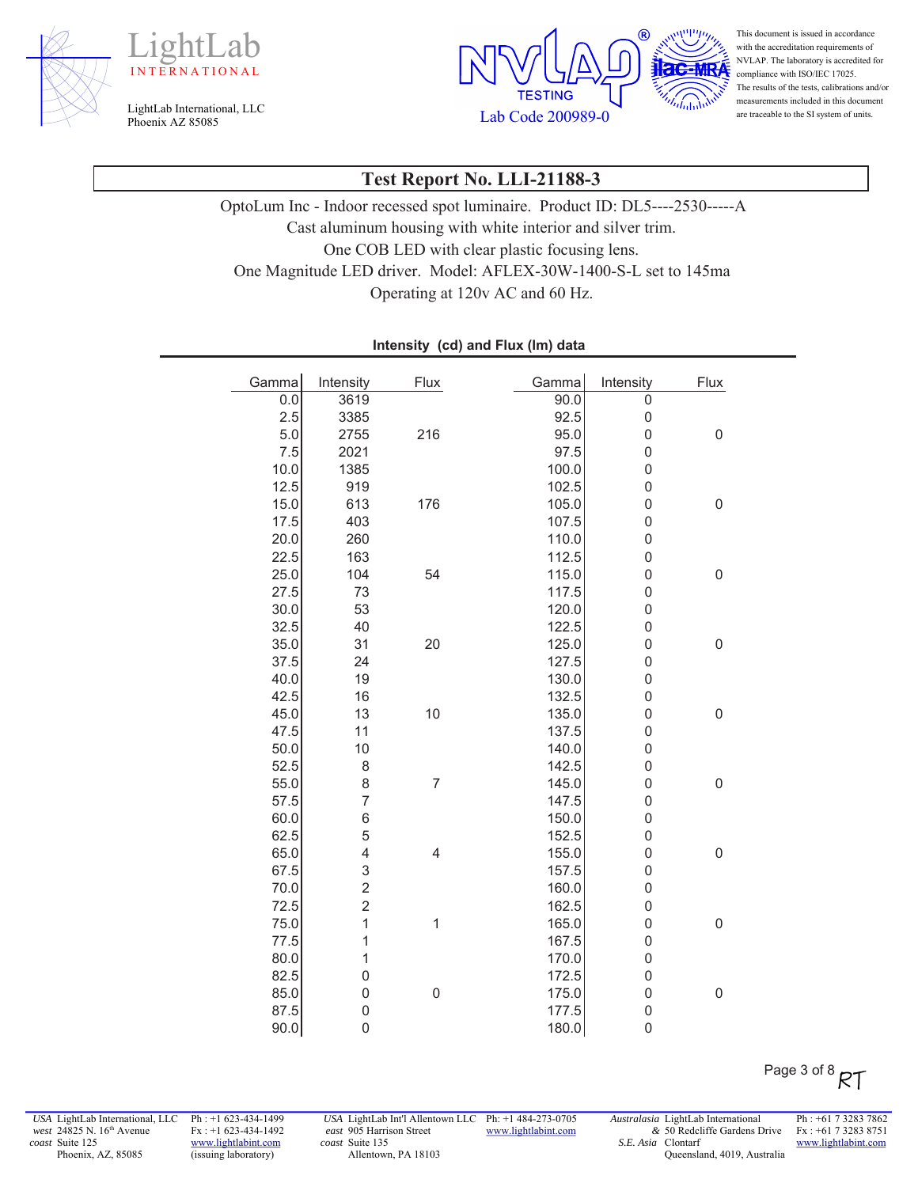LightLab INTERNATIONAL

LightLab International, LLC
Phoenix AZ 85085

NVLAP TESTING
Lab Code 200989-0

This document is issued in accordance with the accreditation requirements of NVLAP. The laboratory is accredited for compliance with ISO/IEC 17025. The results of the tests, calibrations and/or measurements included in this document are traceable to the SI system of units.

# Test Report No. LLI-21188-3

OptoLum Inc - Indoor recessed spot luminaire. Product ID: DL5----2530-----A
Cast aluminum housing with white interior and silver trim.
One COB LED with clear plastic focusing lens.
One Magnitude LED driver. Model: AFLEX-30W-1400-S-L set to 145ma
Operating at 120v AC and 60 Hz.

**Intensity (cd) and Flux (lm) data**

| Gamma | Intensity | Flux | Gamma | Intensity | Flux |
|---|---|---|---|---|---|
| 0.0 | 3619 | | 90.0 | 0 | |
| 2.5 | 3385 | | 92.5 | 0 | |
| 5.0 | 2755 | 216 | 95.0 | 0 | 0 |
| 7.5 | 2021 | | 97.5 | 0 | |
| 10.0 | 1385 | | 100.0 | 0 | |
| 12.5 | 919 | | 102.5 | 0 | |
| 15.0 | 613 | 176 | 105.0 | 0 | 0 |
| 17.5 | 403 | | 107.5 | 0 | |
| 20.0 | 260 | | 110.0 | 0 | |
| 22.5 | 163 | | 112.5 | 0 | |
| 25.0 | 104 | 54 | 115.0 | 0 | 0 |
| 27.5 | 73 | | 117.5 | 0 | |
| 30.0 | 53 | | 120.0 | 0 | |
| 32.5 | 40 | | 122.5 | 0 | |
| 35.0 | 31 | 20 | 125.0 | 0 | 0 |
| 37.5 | 24 | | 127.5 | 0 | |
| 40.0 | 19 | | 130.0 | 0 | |
| 42.5 | 16 | | 132.5 | 0 | |
| 45.0 | 13 | 10 | 135.0 | 0 | 0 |
| 47.5 | 11 | | 137.5 | 0 | |
| 50.0 | 10 | | 140.0 | 0 | |
| 52.5 | 8 | | 142.5 | 0 | |
| 55.0 | 8 | 7 | 145.0 | 0 | 0 |
| 57.5 | 7 | | 147.5 | 0 | |
| 60.0 | 6 | | 150.0 | 0 | |
| 62.5 | 5 | | 152.5 | 0 | |
| 65.0 | 4 | 4 | 155.0 | 0 | 0 |
| 67.5 | 3 | | 157.5 | 0 | |
| 70.0 | 2 | | 160.0 | 0 | |
| 72.5 | 2 | | 162.5 | 0 | |
| 75.0 | 1 | 1 | 165.0 | 0 | 0 |
| 77.5 | 1 | | 167.5 | 0 | |
| 80.0 | 1 | | 170.0 | 0 | |
| 82.5 | 0 | | 172.5 | 0 | |
| 85.0 | 0 | 0 | 175.0 | 0 | 0 |
| 87.5 | 0 | | 177.5 | 0 | |
| 90.0 | 0 | | 180.0 | 0 | |

RT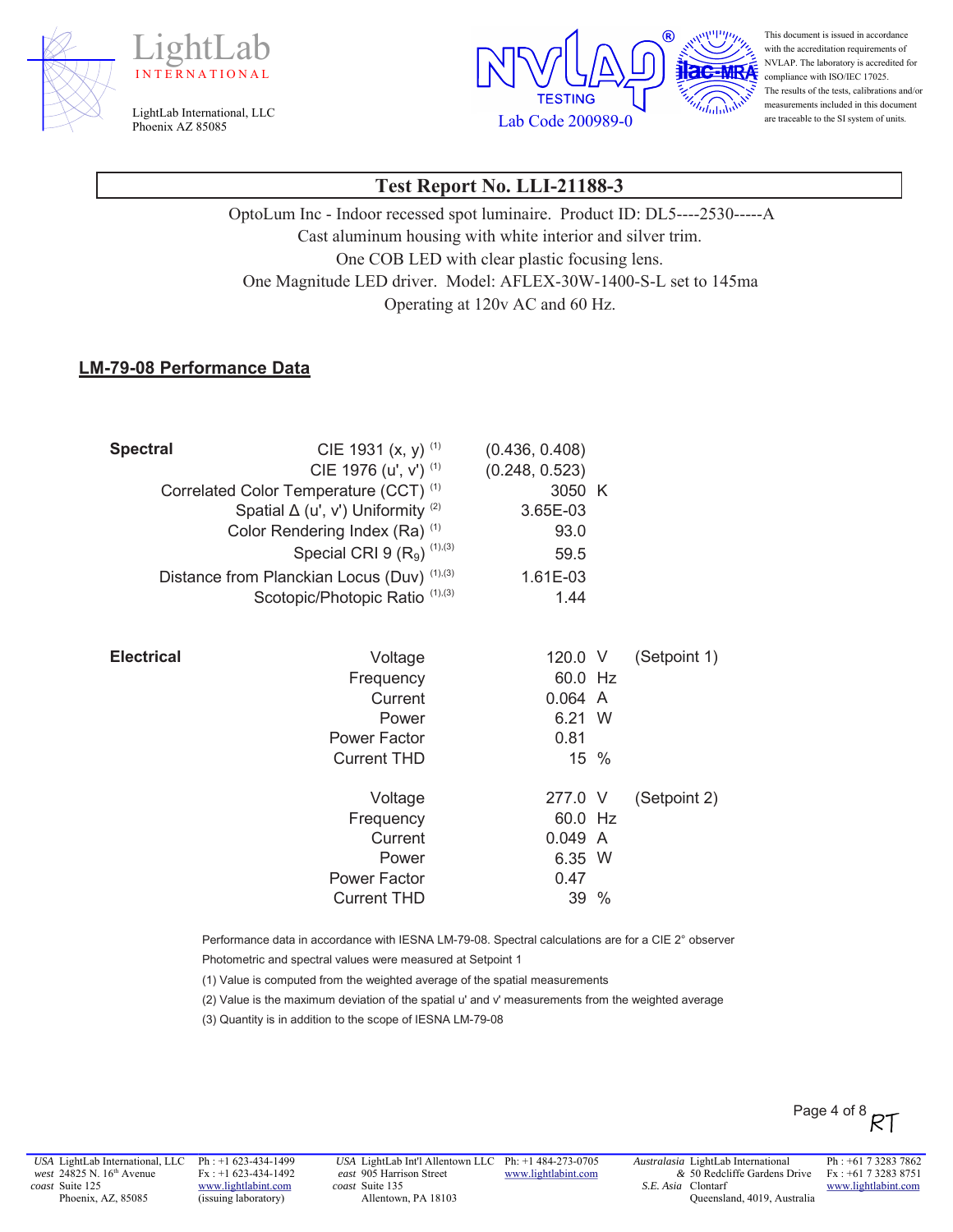## Test Report No. LLI-21188-3

OptoLum Inc - Indoor recessed spot luminaire. Product ID: DL5----2530-----A
Cast aluminum housing with white interior and silver trim.
One COB LED with clear plastic focusing lens.
One Magnitude LED driver. Model: AFLEX-30W-1400-S-L set to 145ma
Operating at 120v AC and 60 Hz.

### LM-79-08 Performance Data

| | | | | |
|---|---|---|---|---|
| **Spectral** | CIE 1931 (x, y) (1) | (0.436, 0.408) | | |
| | CIE 1976 (u', v') (1) | (0.248, 0.523) | | |
| | Correlated Color Temperature (CCT) (1) | 3050 | K | |
| | Spatial Δ (u', v') Uniformity (2) | 3.65E-03 | | |
| | Color Rendering Index (Ra) (1) | 93.0 | | |
| | Special CRI 9 ($R_9$) (1),(3) | 59.5 | | |
| | Distance from Planckian Locus (Duv) (1),(3) | 1.61E-03 | | |
| | Scotopic/Photopic Ratio (1),(3) | 1.44 | | |
| **Electrical** | Voltage | 120.0 | V | (Setpoint 1) |
| | Frequency | 60.0 | Hz | |
| | Current | 0.064 | A | |
| | Power | 6.21 | W | |
| | Power Factor | 0.81 | | |
| | Current THD | 15 | % | |
| | Voltage | 277.0 | V | (Setpoint 2) |
| | Frequency | 60.0 | Hz | |
| | Current | 0.049 | A | |
| | Power | 6.35 | W | |
| | Power Factor | 0.47 | | |
| | Current THD | 39 | % | |

Performance data in accordance with IESNA LM-79-08. Spectral calculations are for a CIE 2° observer

Photometric and spectral values were measured at Setpoint 1

(1) Value is computed from the weighted average of the spatial measurements

(2) Value is the maximum deviation of the spatial u' and v' measurements from the weighted average

(3) Quantity is in addition to the scope of IESNA LM-79-08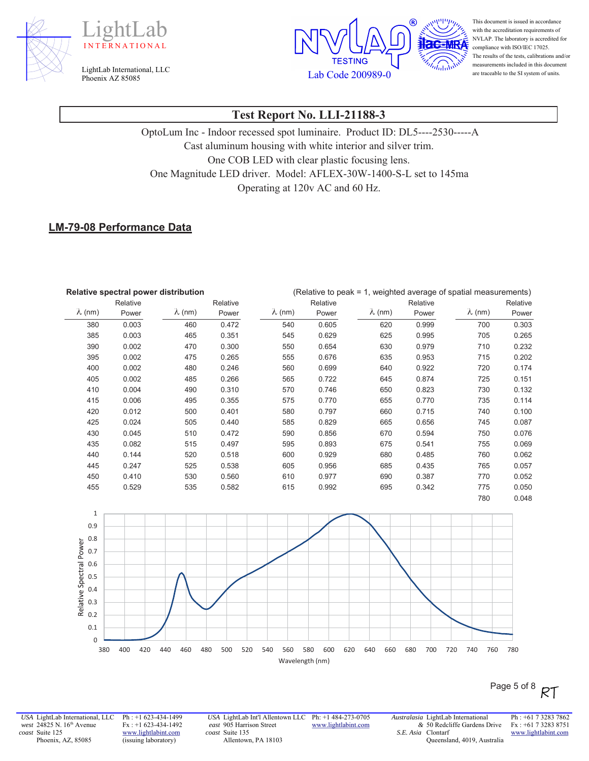# Test Report No. LLI-21188-3

OptoLum Inc - Indoor recessed spot luminaire. Product ID: DL5----2530-----A
Cast aluminum housing with white interior and silver trim.
One COB LED with clear plastic focusing lens.
One Magnitude LED driver. Model: AFLEX-30W-1400-S-L set to 145ma
Operating at 120v AC and 60 Hz.

## LM-79-08 Performance Data

**Relative spectral power distribution** (Relative to peak = 1, weighted average of spatial measurements)

| λ (nm) | Relative Power | λ (nm) | Relative Power | λ (nm) | Relative Power | λ (nm) | Relative Power | λ (nm) | Relative Power |
|---|---|---|---|---|---|---|---|---|---|
| 380 | 0.003 | 460 | 0.472 | 540 | 0.605 | 620 | 0.999 | 700 | 0.303 |
| 385 | 0.003 | 465 | 0.351 | 545 | 0.629 | 625 | 0.995 | 705 | 0.265 |
| 390 | 0.002 | 470 | 0.300 | 550 | 0.654 | 630 | 0.979 | 710 | 0.232 |
| 395 | 0.002 | 475 | 0.265 | 555 | 0.676 | 635 | 0.953 | 715 | 0.202 |
| 400 | 0.002 | 480 | 0.246 | 560 | 0.699 | 640 | 0.922 | 720 | 0.174 |
| 405 | 0.002 | 485 | 0.266 | 565 | 0.722 | 645 | 0.874 | 725 | 0.151 |
| 410 | 0.004 | 490 | 0.310 | 570 | 0.746 | 650 | 0.823 | 730 | 0.132 |
| 415 | 0.006 | 495 | 0.355 | 575 | 0.770 | 655 | 0.770 | 735 | 0.114 |
| 420 | 0.012 | 500 | 0.401 | 580 | 0.797 | 660 | 0.715 | 740 | 0.100 |
| 425 | 0.024 | 505 | 0.440 | 585 | 0.829 | 665 | 0.656 | 745 | 0.087 |
| 430 | 0.045 | 510 | 0.472 | 590 | 0.856 | 670 | 0.594 | 750 | 0.076 |
| 435 | 0.082 | 515 | 0.497 | 595 | 0.893 | 675 | 0.541 | 755 | 0.069 |
| 440 | 0.144 | 520 | 0.518 | 600 | 0.929 | 680 | 0.485 | 760 | 0.062 |
| 445 | 0.247 | 525 | 0.538 | 605 | 0.956 | 685 | 0.435 | 765 | 0.057 |
| 450 | 0.410 | 530 | 0.560 | 610 | 0.977 | 690 | 0.387 | 770 | 0.052 |
| 455 | 0.529 | 535 | 0.582 | 615 | 0.992 | 695 | 0.342 | 775 | 0.050 |
| | | | | | | | | 780 | 0.048 |

[Chart: Relative Spectral Power (0–1) vs. Wavelength (nm), 380–780]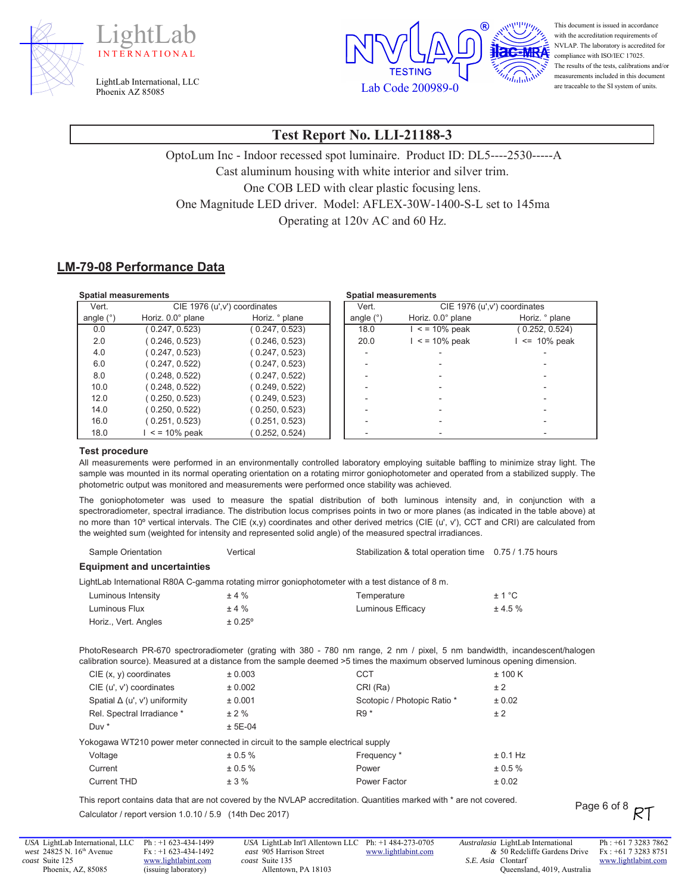**Test Report No. LLI-21188-3**

OptoLum Inc - Indoor recessed spot luminaire. Product ID: DL5----2530-----A
Cast aluminum housing with white interior and silver trim.
One COB LED with clear plastic focusing lens.
One Magnitude LED driver. Model: AFLEX-30W-1400-S-L set to 145ma
Operating at 120v AC and 60 Hz.

## LM-79-08 Performance Data

**Spatial measurements**

| Vert. | CIE 1976 (u',v') coordinates | |
|---|---|---|
| angle (°) | Horiz. 0.0° plane | Horiz. ° plane |
| 0.0 | ( 0.247, 0.523) | ( 0.247, 0.523) |
| 2.0 | ( 0.246, 0.523) | ( 0.246, 0.523) |
| 4.0 | ( 0.247, 0.523) | ( 0.247, 0.523) |
| 6.0 | ( 0.247, 0.522) | ( 0.247, 0.523) |
| 8.0 | ( 0.248, 0.522) | ( 0.247, 0.522) |
| 10.0 | ( 0.248, 0.522) | ( 0.249, 0.522) |
| 12.0 | ( 0.250, 0.523) | ( 0.249, 0.523) |
| 14.0 | ( 0.250, 0.522) | ( 0.250, 0.523) |
| 16.0 | ( 0.251, 0.523) | ( 0.251, 0.523) |
| 18.0 | I < = 10% peak | ( 0.252, 0.524) |

**Spatial measurements**

| Vert. | CIE 1976 (u',v') coordinates | |
|---|---|---|
| angle (°) | Horiz. 0.0° plane | Horiz. ° plane |
| 18.0 | I < = 10% peak | ( 0.252, 0.524) |
| 20.0 | I < = 10% peak | I <= 10% peak |
| - | - | - |
| - | - | - |
| - | - | - |
| - | - | - |
| - | - | - |
| - | - | - |
| - | - | - |
| - | - | - |

**Test procedure**

All measurements were performed in an environmentally controlled laboratory employing suitable baffling to minimize stray light. The sample was mounted in its normal operating orientation on a rotating mirror goniophotometer and operated from a stabilized supply. The photometric output was monitored and measurements were performed once stability was achieved.

The goniophotometer was used to measure the spatial distribution of both luminous intensity and, in conjunction with a spectroradiometer, spectral irradiance. The distribution locus comprises points in two or more planes (as indicated in the table above) at no more than 10º vertical intervals. The CIE (x,y) coordinates and other derived metrics (CIE (u', v'), CCT and CRI) are calculated from the weighted sum (weighted for intensity and represented solid angle) of the measured spectral irradiances.

| Sample Orientation | Vertical | Stabilization & total operation time | 0.75 / 1.75 hours |
|---|---|---|---|

**Equipment and uncertainties**

LightLab International R80A C-gamma rotating mirror goniophotometer with a test distance of 8 m.

| | | | |
|---|---|---|---|
| Luminous Intensity | ± 4 % | Temperature | ± 1 °C |
| Luminous Flux | ± 4 % | Luminous Efficacy | ± 4.5 % |
| Horiz., Vert. Angles | ± 0.25º | | |

PhotoResearch PR-670 spectroradiometer (grating with 380 - 780 nm range, 2 nm / pixel, 5 nm bandwidth, incandescent/halogen calibration source). Measured at a distance from the sample deemed >5 times the maximum observed luminous opening dimension.

| | | | |
|---|---|---|---|
| CIE (x, y) coordinates | ± 0.003 | CCT | ± 100 K |
| CIE (u', v') coordinates | ± 0.002 | CRI (Ra) | ± 2 |
| Spatial Δ (u', v') uniformity | ± 0.001 | Scotopic / Photopic Ratio * | ± 0.02 |
| Rel. Spectral Irradiance * | ± 2 % | R9 * | ± 2 |
| Duv * | ± 5E-04 | | |

Yokogawa WT210 power meter connected in circuit to the sample electrical supply

| | | | |
|---|---|---|---|
| Voltage | ± 0.5 % | Frequency * | ± 0.1 Hz |
| Current | ± 0.5 % | Power | ± 0.5 % |
| Current THD | ± 3 % | Power Factor | ± 0.02 |

This report contains data that are not covered by the NVLAP accreditation. Quantities marked with * are not covered.

Calculator / report version 1.0.10 / 5.9 (14th Dec 2017)

RT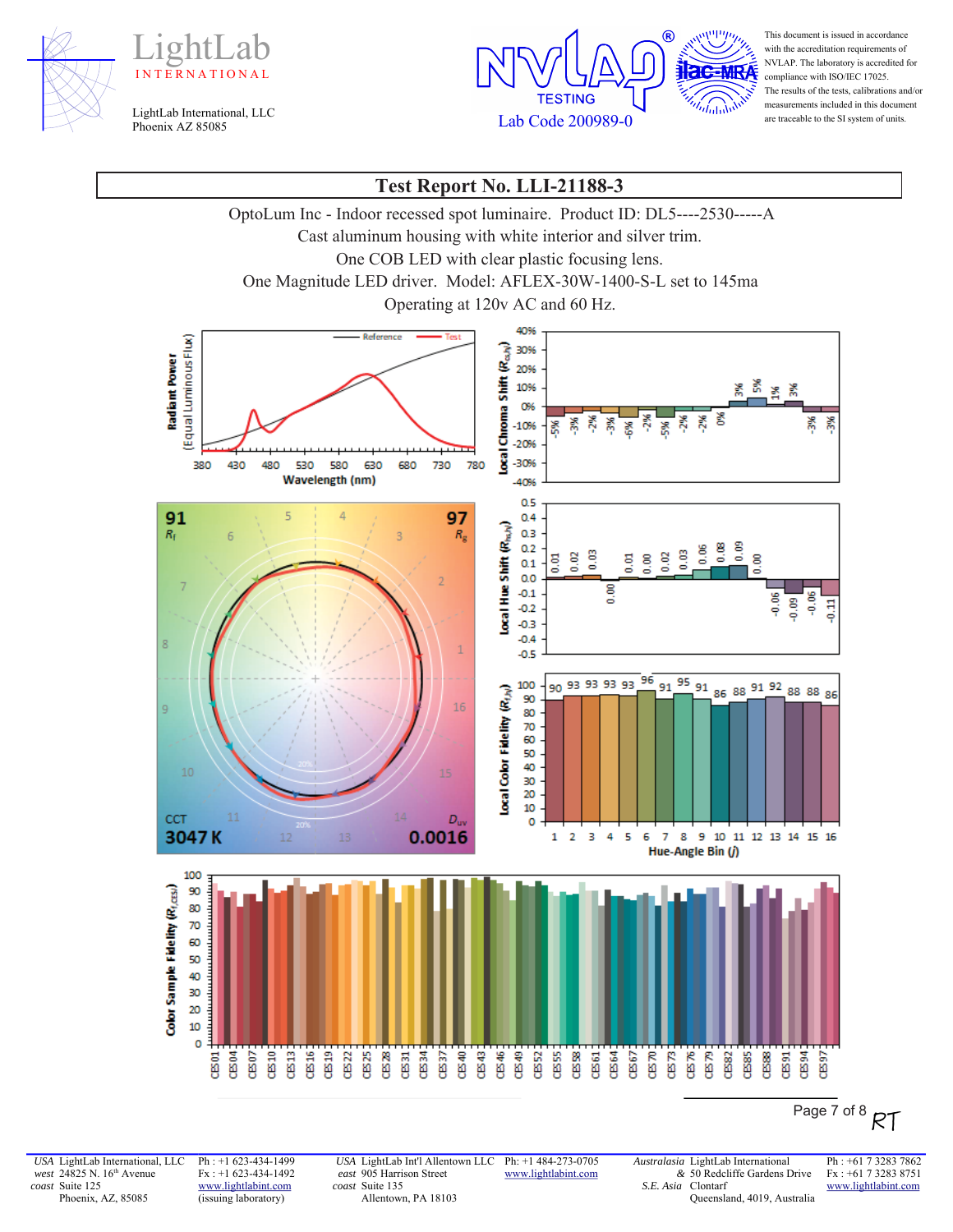LightLab INTERNATIONAL

LightLab International, LLC
Phoenix AZ 85085

NVLAP® TESTING
Lab Code 200989-0

This document is issued in accordance with the accreditation requirements of NVLAP. The laboratory is accredited for compliance with ISO/IEC 17025. The results of the tests, calibrations and/or measurements included in this document are traceable to the SI system of units.

## Test Report No. LLI-21188-3

OptoLum Inc - Indoor recessed spot luminaire. Product ID: DL5----2530-----A
Cast aluminum housing with white interior and silver trim.
One COB LED with clear plastic focusing lens.
One Magnitude LED driver. Model: AFLEX-30W-1400-S-L set to 145ma
Operating at 120v AC and 60 Hz.

$R_f$ = 91, $R_g$ = 97, CCT 3047 K, $D_{uv}$ 0.0016

| Hue-Angle Bin (j) | 1 | 2 | 3 | 4 | 5 | 6 | 7 | 8 | 9 | 10 | 11 | 12 | 13 | 14 | 15 | 16 |
|---|---|---|---|---|---|---|---|---|---|---|---|---|---|---|---|---|
| Local Chroma Shift ($R_{cs,hj}$) | -5% | -3% | -2% | -3% | -6% | -2% | -5% | -2% | -2% | 0% | 3% | 5% | 1% | 3% | -3% | -3% |
| Local Hue Shift ($R_{hs,hj}$) | 0.01 | 0.02 | 0.03 | 0.00 | 0.01 | 0.00 | 0.02 | 0.03 | 0.06 | 0.08 | 0.09 | 0.00 | -0.06 | -0.09 | -0.06 | -0.11 |
| Local Color Fidelity ($R_{f,hj}$) | 90 | 93 | 93 | 93 | 93 | 96 | 91 | 95 | 91 | 86 | 88 | 91 | 92 | 88 | 88 | 86 |

Color Sample Fidelity ($R_{f,CESi}$) chart for CES01–CES99.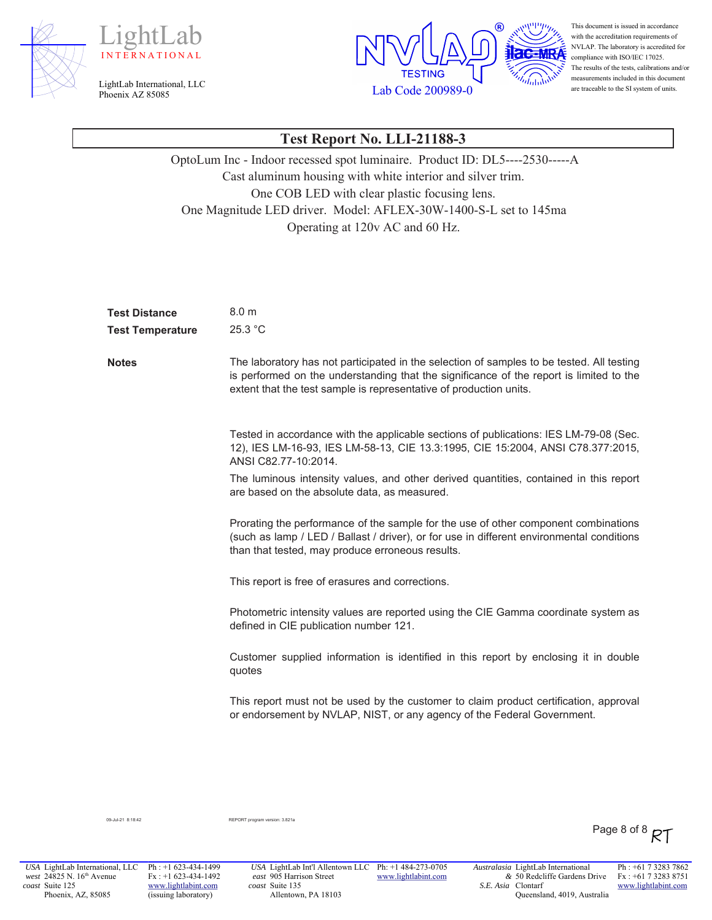# Test Report No. LLI-21188-3

OptoLum Inc - Indoor recessed spot luminaire. Product ID: DL5----2530-----A
Cast aluminum housing with white interior and silver trim.
One COB LED with clear plastic focusing lens.
One Magnitude LED driver. Model: AFLEX-30W-1400-S-L set to 145ma
Operating at 120v AC and 60 Hz.

**Test Distance** 8.0 m

**Test Temperature** 25.3 °C

**Notes**

The laboratory has not participated in the selection of samples to be tested. All testing is performed on the understanding that the significance of the report is limited to the extent that the test sample is representative of production units.

Tested in accordance with the applicable sections of publications: IES LM-79-08 (Sec. 12), IES LM-16-93, IES LM-58-13, CIE 13.3:1995, CIE 15:2004, ANSI C78.377:2015, ANSI C82.77-10:2014.

The luminous intensity values, and other derived quantities, contained in this report are based on the absolute data, as measured.

Prorating the performance of the sample for the use of other component combinations (such as lamp / LED / Ballast / driver), or for use in different environmental conditions than that tested, may produce erroneous results.

This report is free of erasures and corrections.

Photometric intensity values are reported using the CIE Gamma coordinate system as defined in CIE publication number 121.

Customer supplied information is identified in this report by enclosing it in double quotes

This report must not be used by the customer to claim product certification, approval or endorsement by NVLAP, NIST, or any agency of the Federal Government.

09-Jul-21 8:18:42 REPORT program version: 3.821a

RT